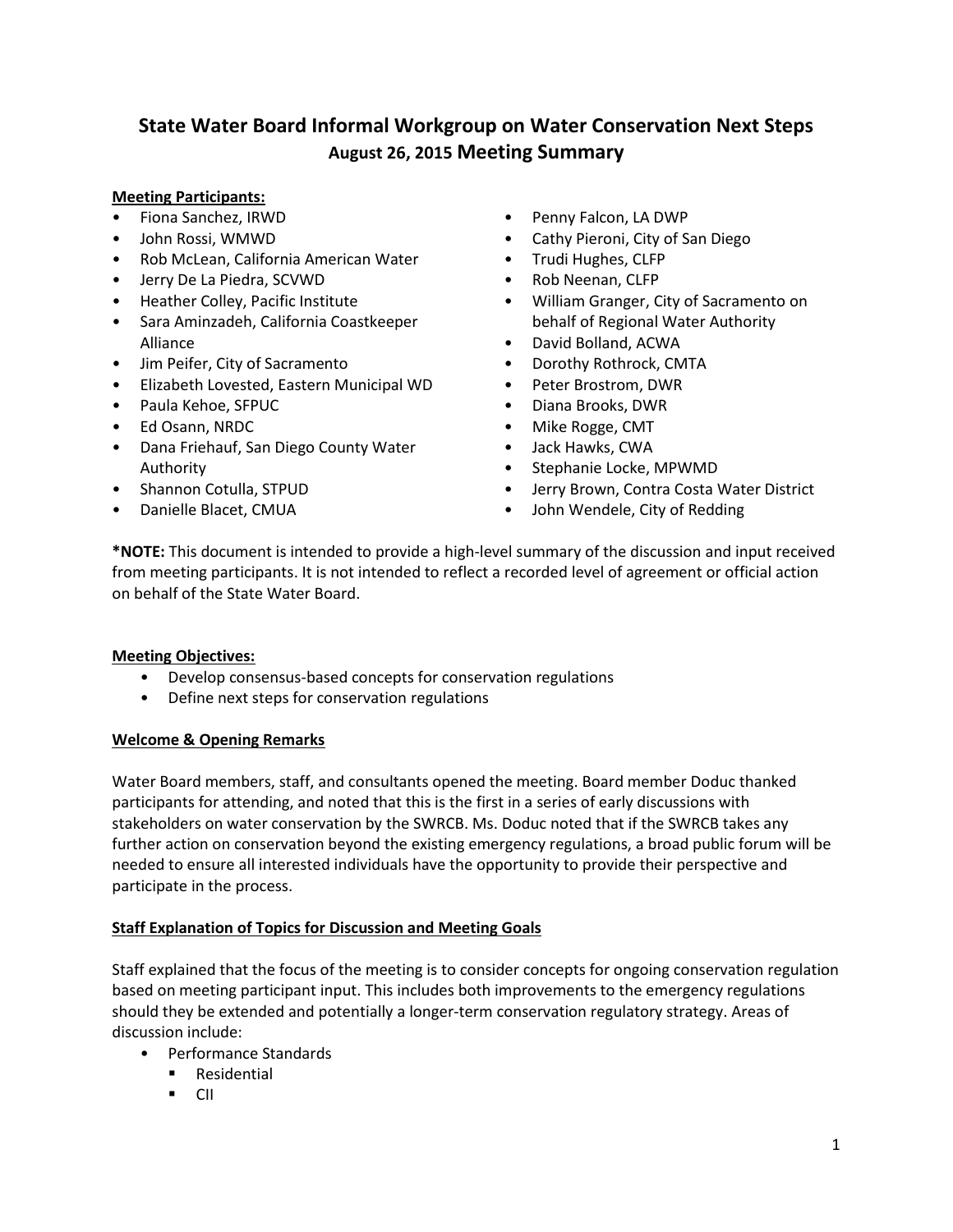# State Water Board Informal Workgroup on Water Conservation Next Steps

## August 26, 2015 Meeting Summary

**Meeting Participants:**

- Fiona Sanchez, IRWD
- John Rossi, WMWD
- Rob McLean, California American Water
- Jerry De La Piedra, SCVWD
- Heather Colley, Pacific Institute
- Sara Aminzadeh, California Coastkeeper Alliance
- Jim Peifer, City of Sacramento
- Elizabeth Lovested, Eastern Municipal WD
- Paula Kehoe, SFPUC
- Ed Osann, NRDC
- Dana Friehauf, San Diego County Water Authority
- Shannon Cotulla, STPUD
- Danielle Blacet, CMUA
- Penny Falcon, LA DWP
- Cathy Pieroni, City of San Diego
- Trudi Hughes, CLFP
- Rob Neenan, CLFP
- William Granger, City of Sacramento on behalf of Regional Water Authority
- David Bolland, ACWA
- Dorothy Rothrock, CMTA
- Peter Brostrom, DWR
- Diana Brooks, DWR
- Mike Rogge, CMT
- Jack Hawks, CWA
- Stephanie Locke, MPWMD
- Jerry Brown, Contra Costa Water District
- John Wendele, City of Redding

***NOTE:** This document is intended to provide a high-level summary of the discussion and input received from meeting participants. It is not intended to reflect a recorded level of agreement or official action on behalf of the State Water Board.

**Meeting Objectives:**

- Develop consensus-based concepts for conservation regulations
- Define next steps for conservation regulations

**Welcome & Opening Remarks**

Water Board members, staff, and consultants opened the meeting. Board member Doduc thanked participants for attending, and noted that this is the first in a series of early discussions with stakeholders on water conservation by the SWRCB. Ms. Doduc noted that if the SWRCB takes any further action on conservation beyond the existing emergency regulations, a broad public forum will be needed to ensure all interested individuals have the opportunity to provide their perspective and participate in the process.

**Staff Explanation of Topics for Discussion and Meeting Goals**

Staff explained that the focus of the meeting is to consider concepts for ongoing conservation regulation based on meeting participant input. This includes both improvements to the emergency regulations should they be extended and potentially a longer-term conservation regulatory strategy. Areas of discussion include:

- Performance Standards
  - Residential
  - CII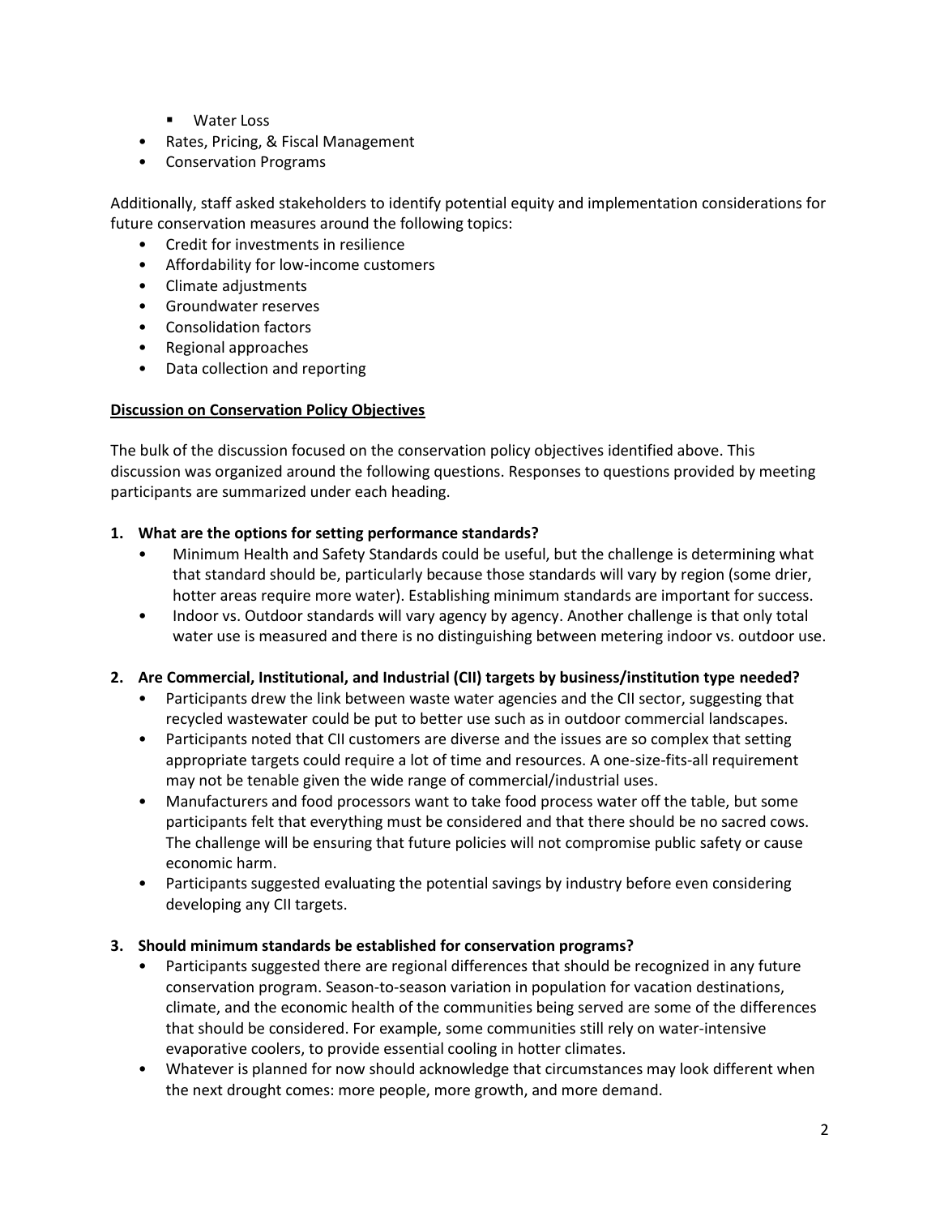- Water Loss
- Rates, Pricing, & Fiscal Management
- Conservation Programs

Additionally, staff asked stakeholders to identify potential equity and implementation considerations for future conservation measures around the following topics:

- Credit for investments in resilience
- Affordability for low-income customers
- Climate adjustments
- Groundwater reserves
- Consolidation factors
- Regional approaches
- Data collection and reporting

**Discussion on Conservation Policy Objectives**

The bulk of the discussion focused on the conservation policy objectives identified above. This discussion was organized around the following questions. Responses to questions provided by meeting participants are summarized under each heading.

**1. What are the options for setting performance standards?**

- Minimum Health and Safety Standards could be useful, but the challenge is determining what that standard should be, particularly because those standards will vary by region (some drier, hotter areas require more water). Establishing minimum standards are important for success.
- Indoor vs. Outdoor standards will vary agency by agency. Another challenge is that only total water use is measured and there is no distinguishing between metering indoor vs. outdoor use.

**2. Are Commercial, Institutional, and Industrial (CII) targets by business/institution type needed?**

- Participants drew the link between waste water agencies and the CII sector, suggesting that recycled wastewater could be put to better use such as in outdoor commercial landscapes.
- Participants noted that CII customers are diverse and the issues are so complex that setting appropriate targets could require a lot of time and resources. A one-size-fits-all requirement may not be tenable given the wide range of commercial/industrial uses.
- Manufacturers and food processors want to take food process water off the table, but some participants felt that everything must be considered and that there should be no sacred cows. The challenge will be ensuring that future policies will not compromise public safety or cause economic harm.
- Participants suggested evaluating the potential savings by industry before even considering developing any CII targets.

**3. Should minimum standards be established for conservation programs?**

- Participants suggested there are regional differences that should be recognized in any future conservation program. Season-to-season variation in population for vacation destinations, climate, and the economic health of the communities being served are some of the differences that should be considered. For example, some communities still rely on water-intensive evaporative coolers, to provide essential cooling in hotter climates.
- Whatever is planned for now should acknowledge that circumstances may look different when the next drought comes: more people, more growth, and more demand.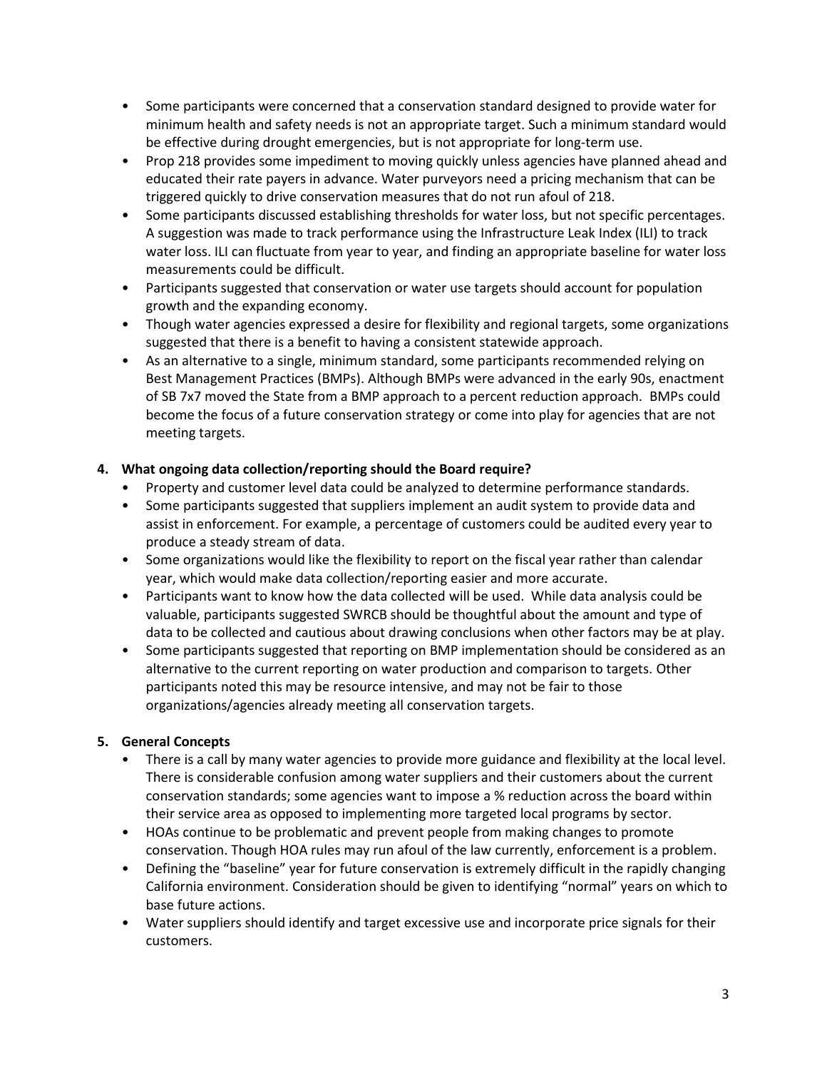- Some participants were concerned that a conservation standard designed to provide water for minimum health and safety needs is not an appropriate target. Such a minimum standard would be effective during drought emergencies, but is not appropriate for long-term use.
- Prop 218 provides some impediment to moving quickly unless agencies have planned ahead and educated their rate payers in advance. Water purveyors need a pricing mechanism that can be triggered quickly to drive conservation measures that do not run afoul of 218.
- Some participants discussed establishing thresholds for water loss, but not specific percentages. A suggestion was made to track performance using the Infrastructure Leak Index (ILI) to track water loss. ILI can fluctuate from year to year, and finding an appropriate baseline for water loss measurements could be difficult.
- Participants suggested that conservation or water use targets should account for population growth and the expanding economy.
- Though water agencies expressed a desire for flexibility and regional targets, some organizations suggested that there is a benefit to having a consistent statewide approach.
- As an alternative to a single, minimum standard, some participants recommended relying on Best Management Practices (BMPs). Although BMPs were advanced in the early 90s, enactment of SB 7x7 moved the State from a BMP approach to a percent reduction approach. BMPs could become the focus of a future conservation strategy or come into play for agencies that are not meeting targets.

**4. What ongoing data collection/reporting should the Board require?**

- Property and customer level data could be analyzed to determine performance standards.
- Some participants suggested that suppliers implement an audit system to provide data and assist in enforcement. For example, a percentage of customers could be audited every year to produce a steady stream of data.
- Some organizations would like the flexibility to report on the fiscal year rather than calendar year, which would make data collection/reporting easier and more accurate.
- Participants want to know how the data collected will be used. While data analysis could be valuable, participants suggested SWRCB should be thoughtful about the amount and type of data to be collected and cautious about drawing conclusions when other factors may be at play.
- Some participants suggested that reporting on BMP implementation should be considered as an alternative to the current reporting on water production and comparison to targets. Other participants noted this may be resource intensive, and may not be fair to those organizations/agencies already meeting all conservation targets.

**5. General Concepts**

- There is a call by many water agencies to provide more guidance and flexibility at the local level. There is considerable confusion among water suppliers and their customers about the current conservation standards; some agencies want to impose a % reduction across the board within their service area as opposed to implementing more targeted local programs by sector.
- HOAs continue to be problematic and prevent people from making changes to promote conservation. Though HOA rules may run afoul of the law currently, enforcement is a problem.
- Defining the "baseline" year for future conservation is extremely difficult in the rapidly changing California environment. Consideration should be given to identifying "normal" years on which to base future actions.
- Water suppliers should identify and target excessive use and incorporate price signals for their customers.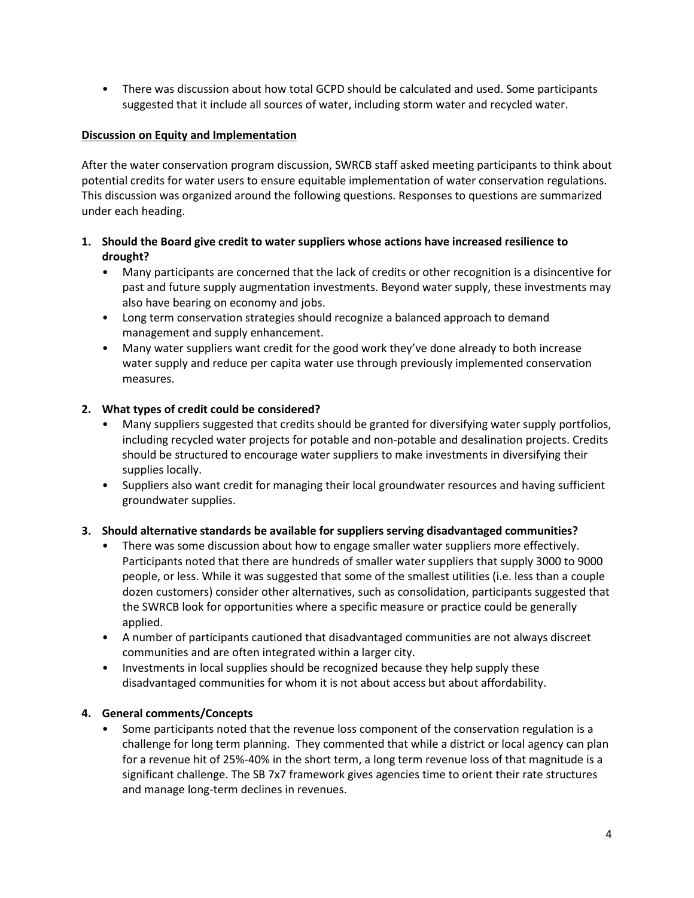- There was discussion about how total GCPD should be calculated and used. Some participants suggested that it include all sources of water, including storm water and recycled water.

**Discussion on Equity and Implementation**

After the water conservation program discussion, SWRCB staff asked meeting participants to think about potential credits for water users to ensure equitable implementation of water conservation regulations. This discussion was organized around the following questions. Responses to questions are summarized under each heading.

1. **Should the Board give credit to water suppliers whose actions have increased resilience to drought?**
   - Many participants are concerned that the lack of credits or other recognition is a disincentive for past and future supply augmentation investments. Beyond water supply, these investments may also have bearing on economy and jobs.
   - Long term conservation strategies should recognize a balanced approach to demand management and supply enhancement.
   - Many water suppliers want credit for the good work they've done already to both increase water supply and reduce per capita water use through previously implemented conservation measures.

2. **What types of credit could be considered?**
   - Many suppliers suggested that credits should be granted for diversifying water supply portfolios, including recycled water projects for potable and non-potable and desalination projects. Credits should be structured to encourage water suppliers to make investments in diversifying their supplies locally.
   - Suppliers also want credit for managing their local groundwater resources and having sufficient groundwater supplies.

3. **Should alternative standards be available for suppliers serving disadvantaged communities?**
   - There was some discussion about how to engage smaller water suppliers more effectively. Participants noted that there are hundreds of smaller water suppliers that supply 3000 to 9000 people, or less. While it was suggested that some of the smallest utilities (i.e. less than a couple dozen customers) consider other alternatives, such as consolidation, participants suggested that the SWRCB look for opportunities where a specific measure or practice could be generally applied.
   - A number of participants cautioned that disadvantaged communities are not always discreet communities and are often integrated within a larger city.
   - Investments in local supplies should be recognized because they help supply these disadvantaged communities for whom it is not about access but about affordability.

4. **General comments/Concepts**
   - Some participants noted that the revenue loss component of the conservation regulation is a challenge for long term planning. They commented that while a district or local agency can plan for a revenue hit of 25%-40% in the short term, a long term revenue loss of that magnitude is a significant challenge. The SB 7x7 framework gives agencies time to orient their rate structures and manage long-term declines in revenues.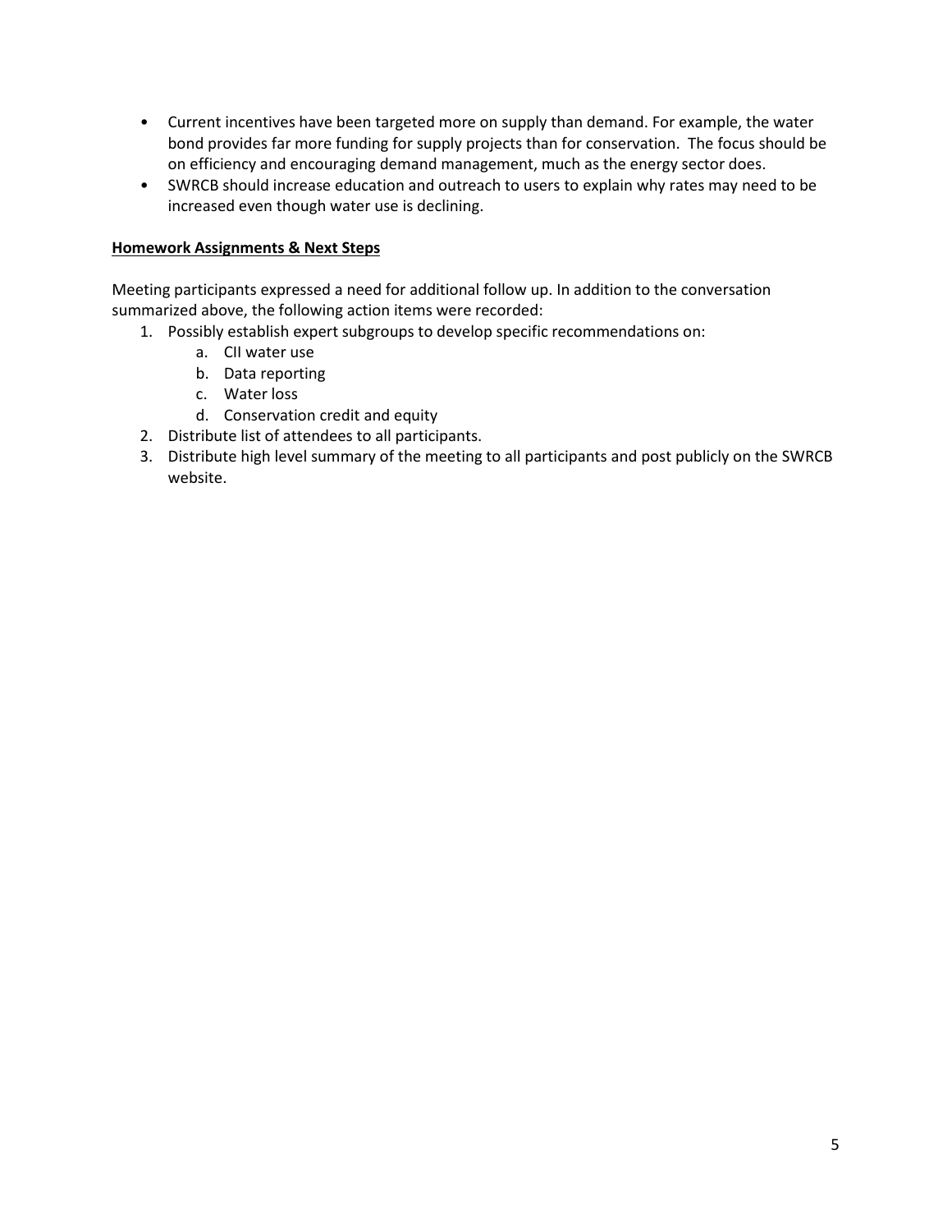- Current incentives have been targeted more on supply than demand. For example, the water bond provides far more funding for supply projects than for conservation. The focus should be on efficiency and encouraging demand management, much as the energy sector does.
- SWRCB should increase education and outreach to users to explain why rates may need to be increased even though water use is declining.

**Homework Assignments & Next Steps**

Meeting participants expressed a need for additional follow up. In addition to the conversation summarized above, the following action items were recorded:

1. Possibly establish expert subgroups to develop specific recommendations on:
   a. CII water use
   b. Data reporting
   c. Water loss
   d. Conservation credit and equity
2. Distribute list of attendees to all participants.
3. Distribute high level summary of the meeting to all participants and post publicly on the SWRCB website.